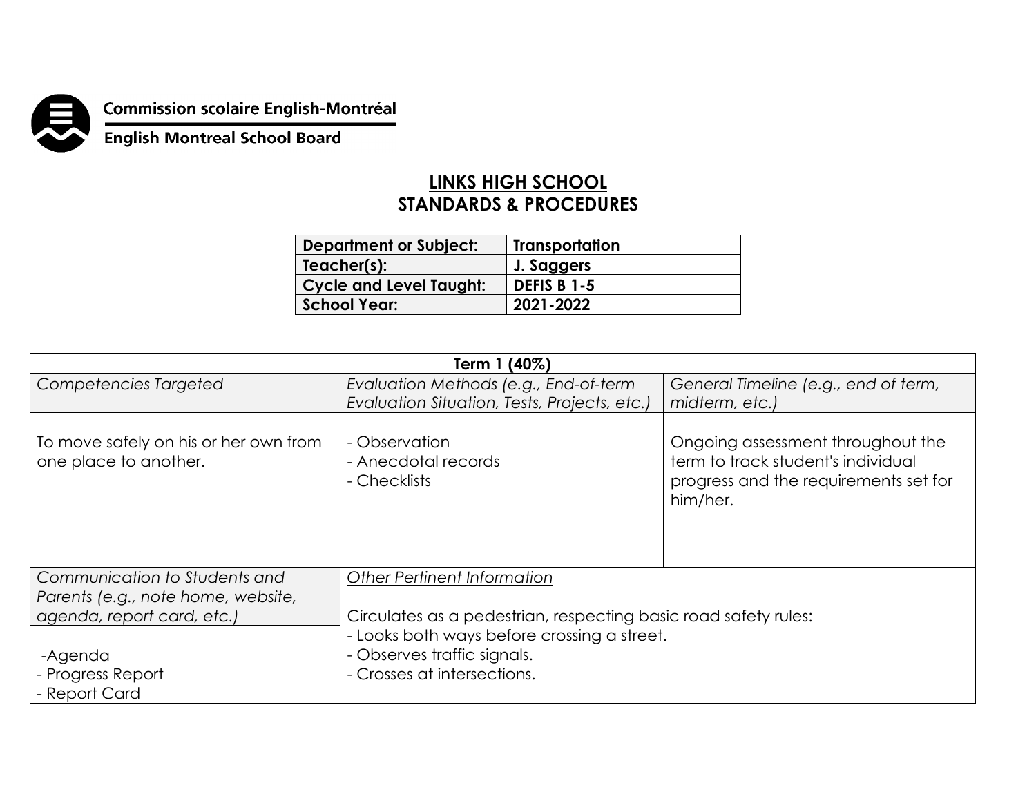Commission scolaire English-Montréal

English Montreal School Board

# LINKS HIGH SCHOOL
## STANDARDS & PROCEDURES

| Department or Subject: | Transportation |
|---|---|
| Teacher(s): | J. Saggers |
| Cycle and Level Taught: | DEFIS B 1-5 |
| School Year: | 2021-2022 |

| Term 1 (40%) | | |
|---|---|---|
| *Competencies Targeted* | *Evaluation Methods (e.g., End-of-term Evaluation Situation, Tests, Projects, etc.)* | *General Timeline (e.g., end of term, midterm, etc.)* |
| To move safely on his or her own from one place to another. | - Observation<br>- Anecdotal records<br>- Checklists | Ongoing assessment throughout the term to track student's individual progress and the requirements set for him/her. |
| *Communication to Students and Parents (e.g., note home, website, agenda, report card, etc.)* | *Other Pertinent Information*<br><br>Circulates as a pedestrian, respecting basic road safety rules:<br>- Looks both ways before crossing a street.<br>- Observes traffic signals.<br>- Crosses at intersections. | |
| -Agenda<br>- Progress Report<br>- Report Card | | |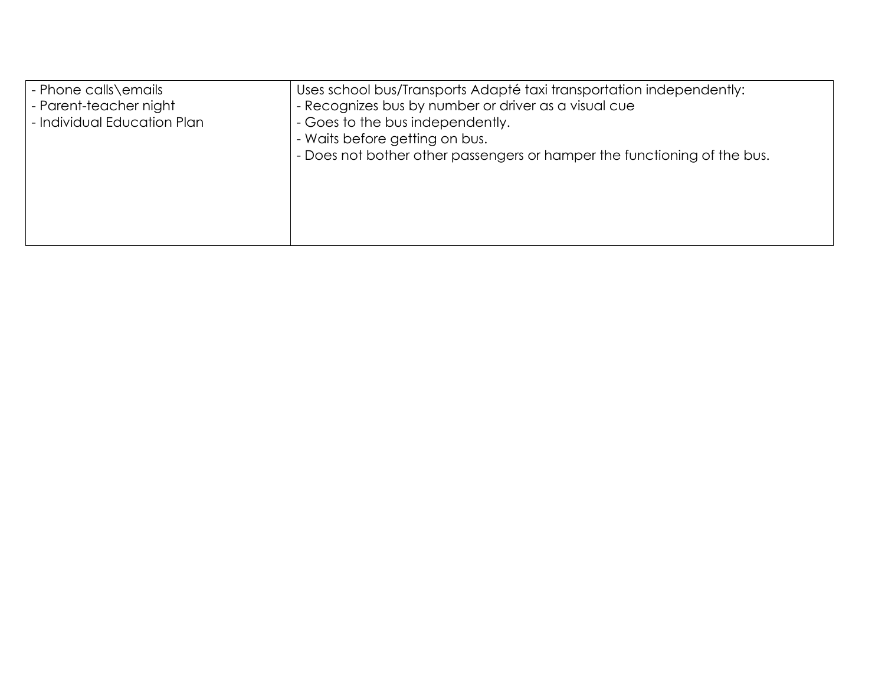| | |
|---|---|
| - Phone calls\emails<br>- Parent-teacher night<br>- Individual Education Plan | Uses school bus/Transports Adapté taxi transportation independently:<br>- Recognizes bus by number or driver as a visual cue<br>- Goes to the bus independently.<br>- Waits before getting on bus.<br>- Does not bother other passengers or hamper the functioning of the bus. |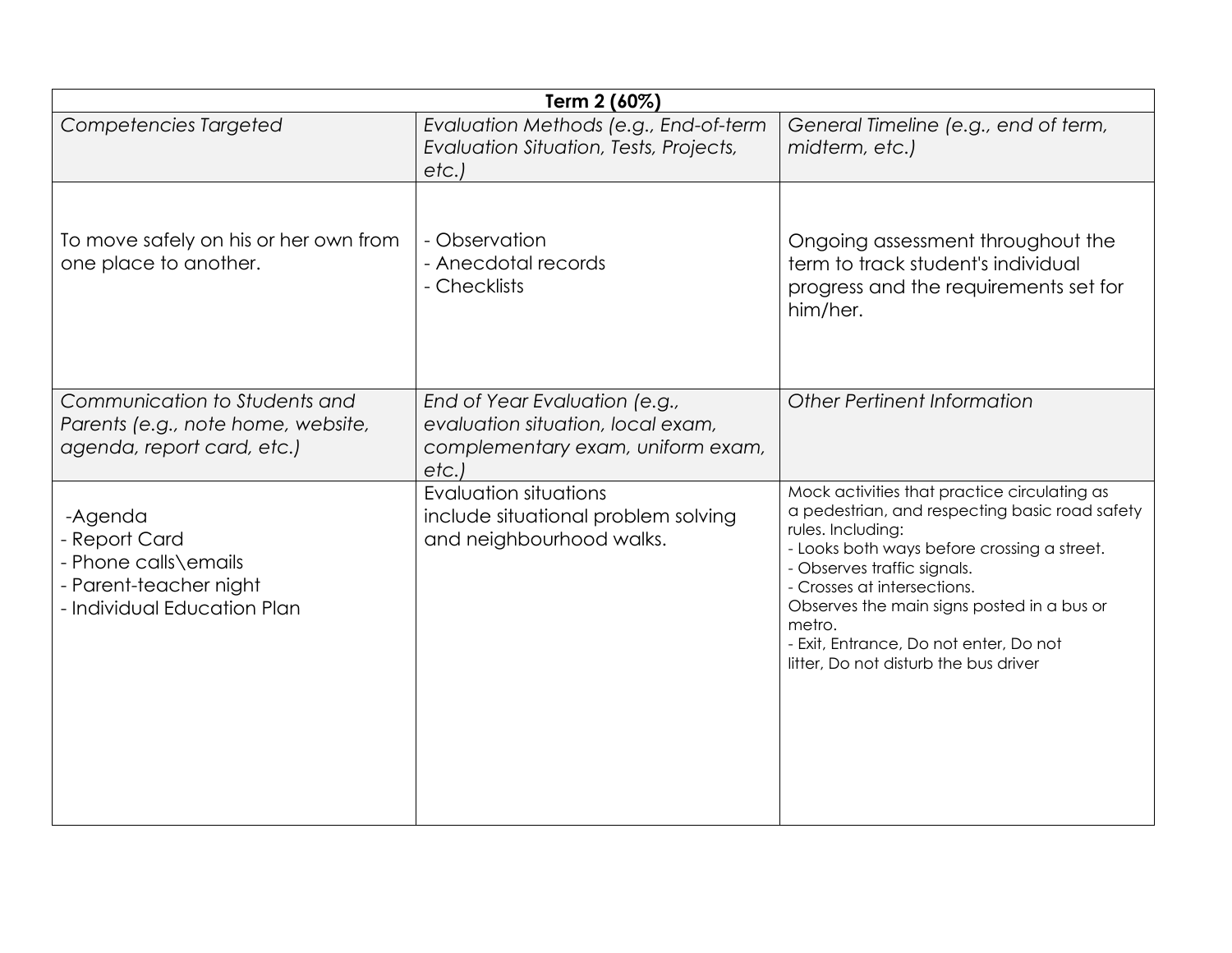| Term 2 (60%) | | |
|---|---|---|
| *Competencies Targeted* | *Evaluation Methods (e.g., End-of-term Evaluation Situation, Tests, Projects, etc.)* | *General Timeline (e.g., end of term, midterm, etc.)* |
| To move safely on his or her own from one place to another. | - Observation<br>- Anecdotal records<br>- Checklists | Ongoing assessment throughout the term to track student's individual progress and the requirements set for him/her. |
| *Communication to Students and Parents (e.g., note home, website, agenda, report card, etc.)* | *End of Year Evaluation (e.g., evaluation situation, local exam, complementary exam, uniform exam, etc.)* | *Other Pertinent Information* |
| -Agenda<br>- Report Card<br>- Phone calls\emails<br>- Parent-teacher night<br>- Individual Education Plan | Evaluation situations include situational problem solving and neighbourhood walks. | Mock activities that practice circulating as a pedestrian, and respecting basic road safety rules. Including:<br>- Looks both ways before crossing a street.<br>- Observes traffic signals.<br>- Crosses at intersections.<br>Observes the main signs posted in a bus or metro.<br>- Exit, Entrance, Do not enter, Do not litter, Do not disturb the bus driver |